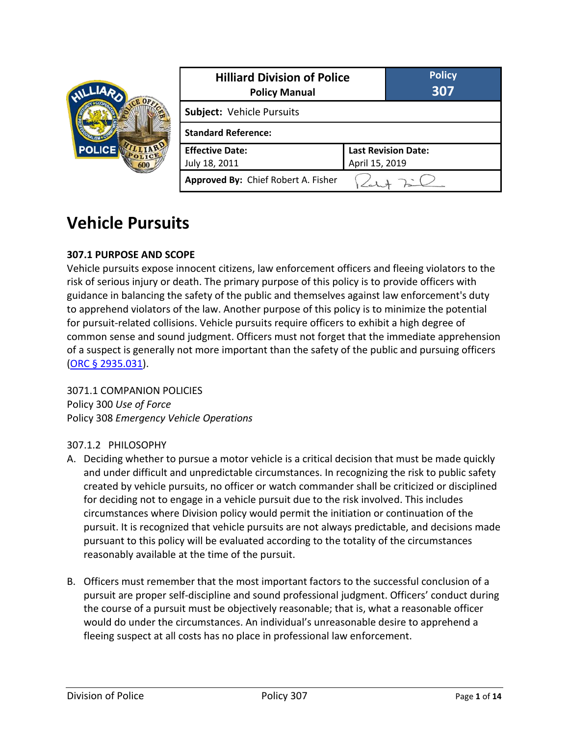| Hilliard Division of Police<br>**Policy Manual** | **Policy**<br>**307** |
|---|---|
| **Subject:** Vehicle Pursuits | |
| **Standard Reference:** | |
| **Effective Date:**<br>July 18, 2011 | **Last Revision Date:**<br>April 15, 2019 |
| **Approved By:** Chief Robert A. Fisher | |

# Vehicle Pursuits

### 307.1 PURPOSE AND SCOPE

Vehicle pursuits expose innocent citizens, law enforcement officers and fleeing violators to the risk of serious injury or death. The primary purpose of this policy is to provide officers with guidance in balancing the safety of the public and themselves against law enforcement's duty to apprehend violators of the law. Another purpose of this policy is to minimize the potential for pursuit-related collisions. Vehicle pursuits require officers to exhibit a high degree of common sense and sound judgment. Officers must not forget that the immediate apprehension of a suspect is generally not more important than the safety of the public and pursuing officers (ORC § 2935.031).

3071.1 COMPANION POLICIES
Policy 300 *Use of Force*
Policy 308 *Emergency Vehicle Operations*

307.1.2 PHILOSOPHY

A. Deciding whether to pursue a motor vehicle is a critical decision that must be made quickly and under difficult and unpredictable circumstances. In recognizing the risk to public safety created by vehicle pursuits, no officer or watch commander shall be criticized or disciplined for deciding not to engage in a vehicle pursuit due to the risk involved. This includes circumstances where Division policy would permit the initiation or continuation of the pursuit. It is recognized that vehicle pursuits are not always predictable, and decisions made pursuant to this policy will be evaluated according to the totality of the circumstances reasonably available at the time of the pursuit.

B. Officers must remember that the most important factors to the successful conclusion of a pursuit are proper self-discipline and sound professional judgment. Officers' conduct during the course of a pursuit must be objectively reasonable; that is, what a reasonable officer would do under the circumstances. An individual's unreasonable desire to apprehend a fleeing suspect at all costs has no place in professional law enforcement.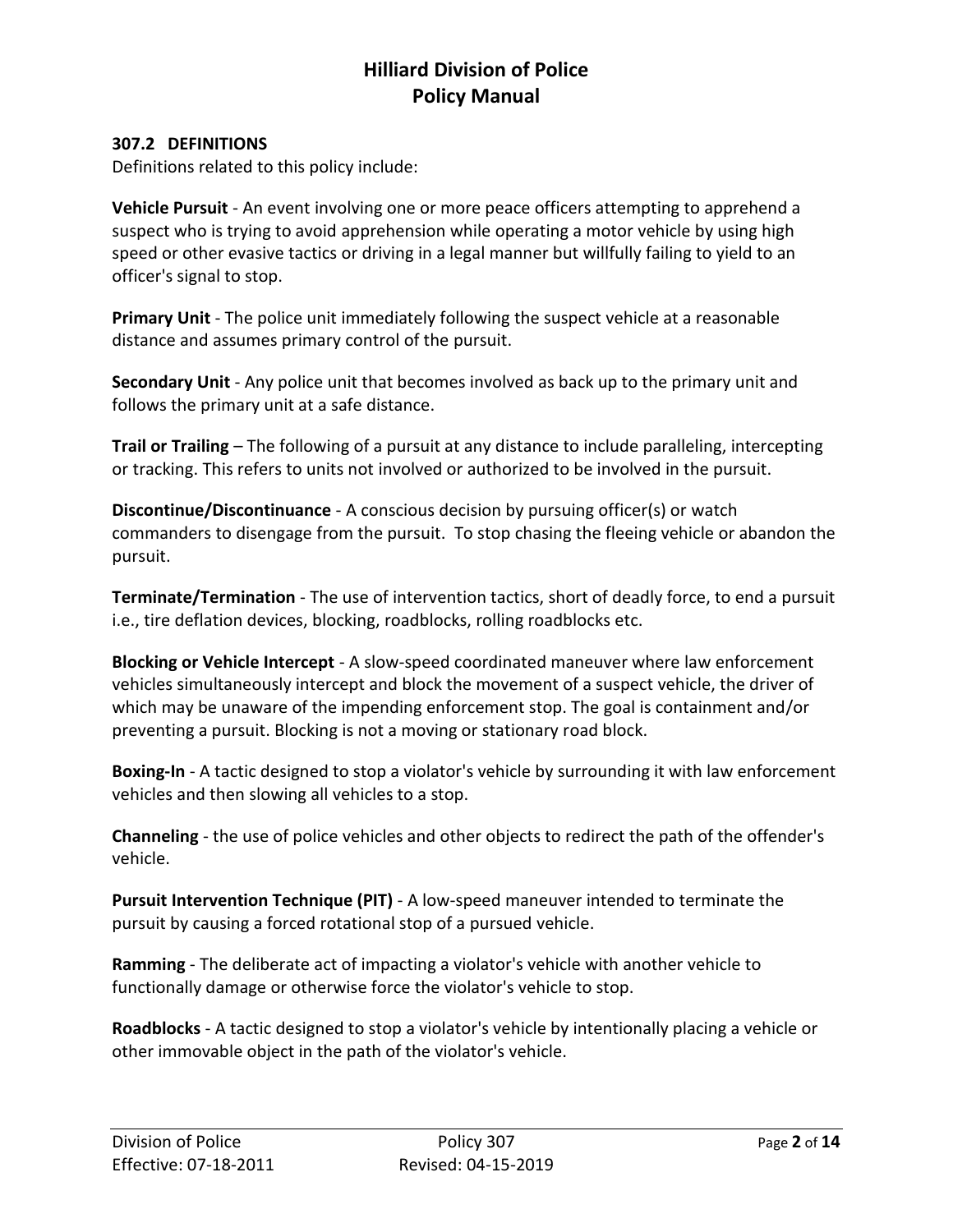### 307.2 DEFINITIONS

Definitions related to this policy include:

**Vehicle Pursuit** - An event involving one or more peace officers attempting to apprehend a suspect who is trying to avoid apprehension while operating a motor vehicle by using high speed or other evasive tactics or driving in a legal manner but willfully failing to yield to an officer's signal to stop.

**Primary Unit** - The police unit immediately following the suspect vehicle at a reasonable distance and assumes primary control of the pursuit.

**Secondary Unit** - Any police unit that becomes involved as back up to the primary unit and follows the primary unit at a safe distance.

**Trail or Trailing** – The following of a pursuit at any distance to include paralleling, intercepting or tracking. This refers to units not involved or authorized to be involved in the pursuit.

**Discontinue/Discontinuance** - A conscious decision by pursuing officer(s) or watch commanders to disengage from the pursuit. To stop chasing the fleeing vehicle or abandon the pursuit.

**Terminate/Termination** - The use of intervention tactics, short of deadly force, to end a pursuit i.e., tire deflation devices, blocking, roadblocks, rolling roadblocks etc.

**Blocking or Vehicle Intercept** - A slow-speed coordinated maneuver where law enforcement vehicles simultaneously intercept and block the movement of a suspect vehicle, the driver of which may be unaware of the impending enforcement stop. The goal is containment and/or preventing a pursuit. Blocking is not a moving or stationary road block.

**Boxing-In** - A tactic designed to stop a violator's vehicle by surrounding it with law enforcement vehicles and then slowing all vehicles to a stop.

**Channeling** - the use of police vehicles and other objects to redirect the path of the offender's vehicle.

**Pursuit Intervention Technique (PIT)** - A low-speed maneuver intended to terminate the pursuit by causing a forced rotational stop of a pursued vehicle.

**Ramming** - The deliberate act of impacting a violator's vehicle with another vehicle to functionally damage or otherwise force the violator's vehicle to stop.

**Roadblocks** - A tactic designed to stop a violator's vehicle by intentionally placing a vehicle or other immovable object in the path of the violator's vehicle.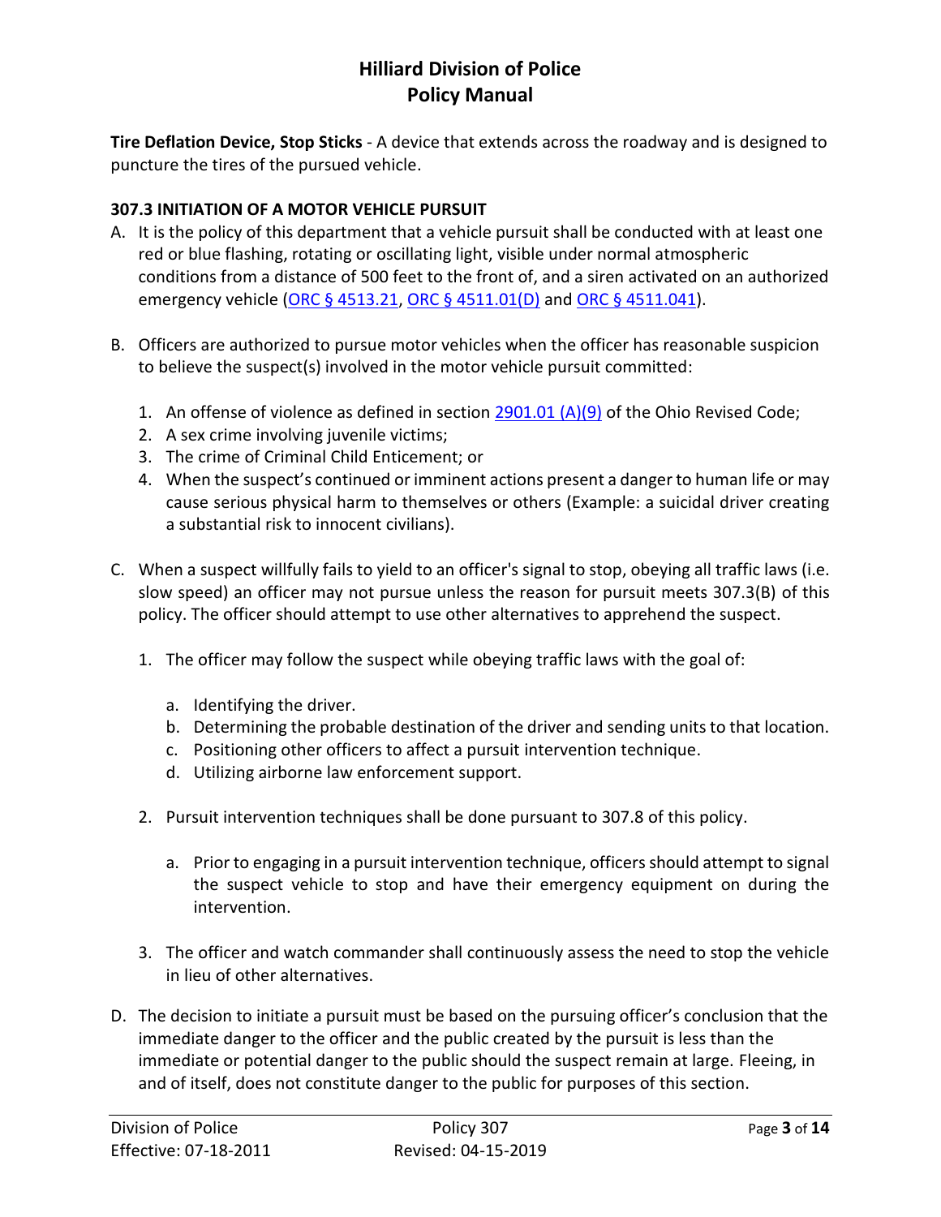**Tire Deflation Device, Stop Sticks** - A device that extends across the roadway and is designed to puncture the tires of the pursued vehicle.

### 307.3 INITIATION OF A MOTOR VEHICLE PURSUIT

A. It is the policy of this department that a vehicle pursuit shall be conducted with at least one red or blue flashing, rotating or oscillating light, visible under normal atmospheric conditions from a distance of 500 feet to the front of, and a siren activated on an authorized emergency vehicle (ORC § 4513.21, ORC § 4511.01(D) and ORC § 4511.041).

B. Officers are authorized to pursue motor vehicles when the officer has reasonable suspicion to believe the suspect(s) involved in the motor vehicle pursuit committed:

   1. An offense of violence as defined in section 2901.01 (A)(9) of the Ohio Revised Code;
   2. A sex crime involving juvenile victims;
   3. The crime of Criminal Child Enticement; or
   4. When the suspect's continued or imminent actions present a danger to human life or may cause serious physical harm to themselves or others (Example: a suicidal driver creating a substantial risk to innocent civilians).

C. When a suspect willfully fails to yield to an officer's signal to stop, obeying all traffic laws (i.e. slow speed) an officer may not pursue unless the reason for pursuit meets 307.3(B) of this policy. The officer should attempt to use other alternatives to apprehend the suspect.

   1. The officer may follow the suspect while obeying traffic laws with the goal of:

      a. Identifying the driver.
      b. Determining the probable destination of the driver and sending units to that location.
      c. Positioning other officers to affect a pursuit intervention technique.
      d. Utilizing airborne law enforcement support.

   2. Pursuit intervention techniques shall be done pursuant to 307.8 of this policy.

      a. Prior to engaging in a pursuit intervention technique, officers should attempt to signal the suspect vehicle to stop and have their emergency equipment on during the intervention.

   3. The officer and watch commander shall continuously assess the need to stop the vehicle in lieu of other alternatives.

D. The decision to initiate a pursuit must be based on the pursuing officer's conclusion that the immediate danger to the officer and the public created by the pursuit is less than the immediate or potential danger to the public should the suspect remain at large. Fleeing, in and of itself, does not constitute danger to the public for purposes of this section.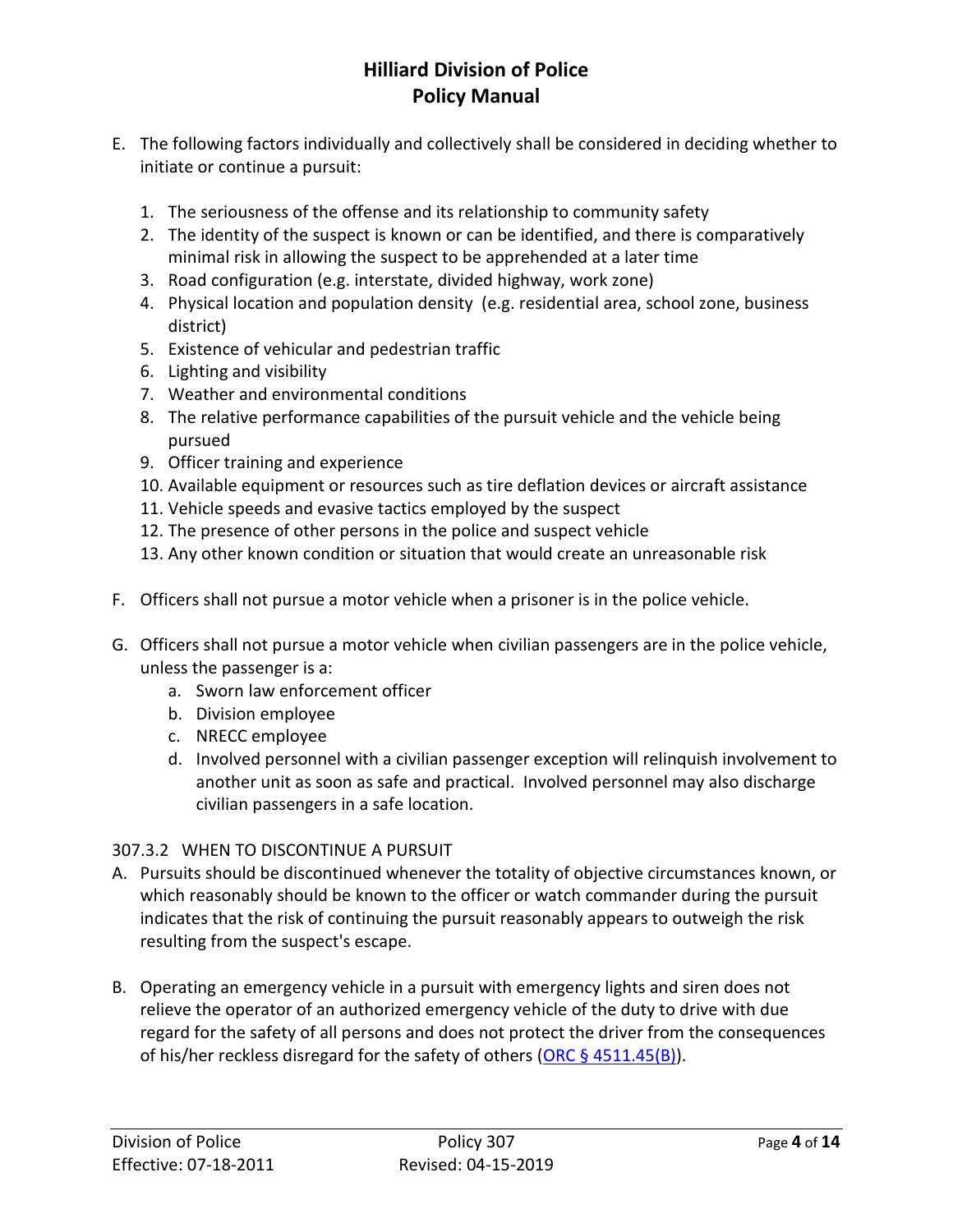E. The following factors individually and collectively shall be considered in deciding whether to initiate or continue a pursuit:

    1. The seriousness of the offense and its relationship to community safety
    2. The identity of the suspect is known or can be identified, and there is comparatively minimal risk in allowing the suspect to be apprehended at a later time
    3. Road configuration (e.g. interstate, divided highway, work zone)
    4. Physical location and population density (e.g. residential area, school zone, business district)
    5. Existence of vehicular and pedestrian traffic
    6. Lighting and visibility
    7. Weather and environmental conditions
    8. The relative performance capabilities of the pursuit vehicle and the vehicle being pursued
    9. Officer training and experience
    10. Available equipment or resources such as tire deflation devices or aircraft assistance
    11. Vehicle speeds and evasive tactics employed by the suspect
    12. The presence of other persons in the police and suspect vehicle
    13. Any other known condition or situation that would create an unreasonable risk

F. Officers shall not pursue a motor vehicle when a prisoner is in the police vehicle.

G. Officers shall not pursue a motor vehicle when civilian passengers are in the police vehicle, unless the passenger is a:
    a. Sworn law enforcement officer
    b. Division employee
    c. NRECC employee
    d. Involved personnel with a civilian passenger exception will relinquish involvement to another unit as soon as safe and practical. Involved personnel may also discharge civilian passengers in a safe location.

### 307.3.2 WHEN TO DISCONTINUE A PURSUIT

A. Pursuits should be discontinued whenever the totality of objective circumstances known, or which reasonably should be known to the officer or watch commander during the pursuit indicates that the risk of continuing the pursuit reasonably appears to outweigh the risk resulting from the suspect's escape.

B. Operating an emergency vehicle in a pursuit with emergency lights and siren does not relieve the operator of an authorized emergency vehicle of the duty to drive with due regard for the safety of all persons and does not protect the driver from the consequences of his/her reckless disregard for the safety of others (ORC § 4511.45(B)).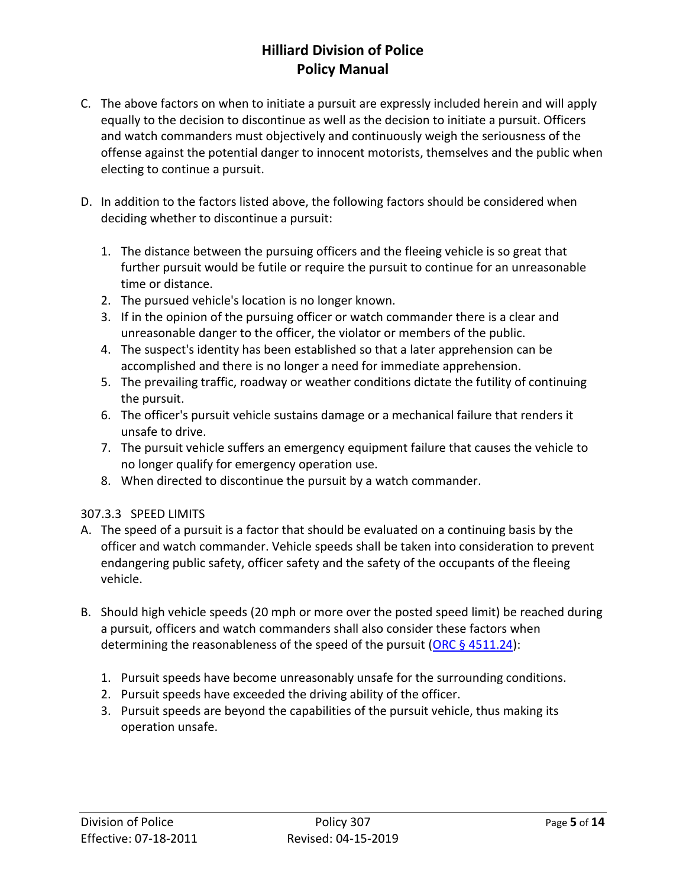C. The above factors on when to initiate a pursuit are expressly included herein and will apply equally to the decision to discontinue as well as the decision to initiate a pursuit. Officers and watch commanders must objectively and continuously weigh the seriousness of the offense against the potential danger to innocent motorists, themselves and the public when electing to continue a pursuit.

D. In addition to the factors listed above, the following factors should be considered when deciding whether to discontinue a pursuit:

   1. The distance between the pursuing officers and the fleeing vehicle is so great that further pursuit would be futile or require the pursuit to continue for an unreasonable time or distance.
   2. The pursued vehicle's location is no longer known.
   3. If in the opinion of the pursuing officer or watch commander there is a clear and unreasonable danger to the officer, the violator or members of the public.
   4. The suspect's identity has been established so that a later apprehension can be accomplished and there is no longer a need for immediate apprehension.
   5. The prevailing traffic, roadway or weather conditions dictate the futility of continuing the pursuit.
   6. The officer's pursuit vehicle sustains damage or a mechanical failure that renders it unsafe to drive.
   7. The pursuit vehicle suffers an emergency equipment failure that causes the vehicle to no longer qualify for emergency operation use.
   8. When directed to discontinue the pursuit by a watch commander.

### 307.3.3 SPEED LIMITS

A. The speed of a pursuit is a factor that should be evaluated on a continuing basis by the officer and watch commander. Vehicle speeds shall be taken into consideration to prevent endangering public safety, officer safety and the safety of the occupants of the fleeing vehicle.

B. Should high vehicle speeds (20 mph or more over the posted speed limit) be reached during a pursuit, officers and watch commanders shall also consider these factors when determining the reasonableness of the speed of the pursuit (ORC § 4511.24):

   1. Pursuit speeds have become unreasonably unsafe for the surrounding conditions.
   2. Pursuit speeds have exceeded the driving ability of the officer.
   3. Pursuit speeds are beyond the capabilities of the pursuit vehicle, thus making its operation unsafe.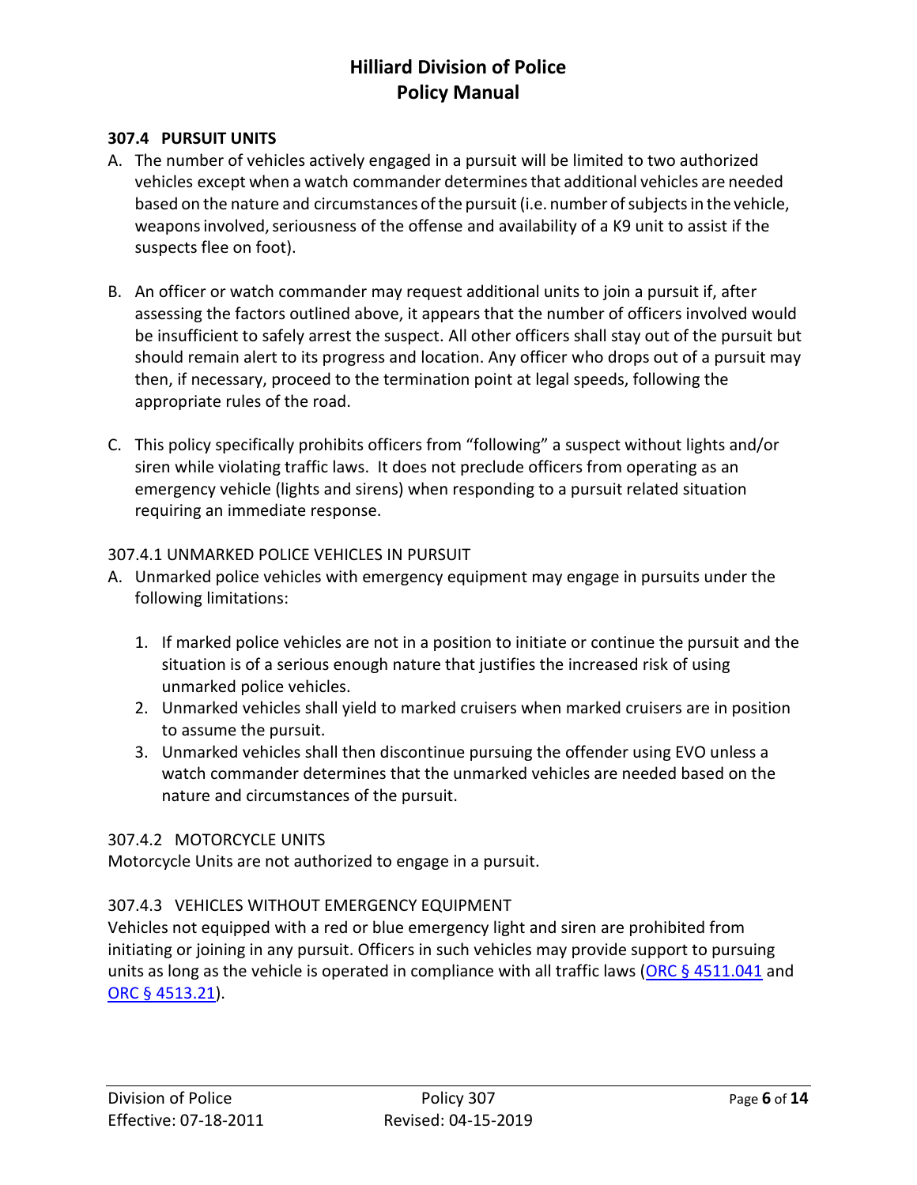### 307.4 PURSUIT UNITS

A. The number of vehicles actively engaged in a pursuit will be limited to two authorized vehicles except when a watch commander determines that additional vehicles are needed based on the nature and circumstances of the pursuit (i.e. number of subjects in the vehicle, weapons involved, seriousness of the offense and availability of a K9 unit to assist if the suspects flee on foot).

B. An officer or watch commander may request additional units to join a pursuit if, after assessing the factors outlined above, it appears that the number of officers involved would be insufficient to safely arrest the suspect. All other officers shall stay out of the pursuit but should remain alert to its progress and location. Any officer who drops out of a pursuit may then, if necessary, proceed to the termination point at legal speeds, following the appropriate rules of the road.

C. This policy specifically prohibits officers from "following" a suspect without lights and/or siren while violating traffic laws. It does not preclude officers from operating as an emergency vehicle (lights and sirens) when responding to a pursuit related situation requiring an immediate response.

#### 307.4.1 UNMARKED POLICE VEHICLES IN PURSUIT

A. Unmarked police vehicles with emergency equipment may engage in pursuits under the following limitations:

   1. If marked police vehicles are not in a position to initiate or continue the pursuit and the situation is of a serious enough nature that justifies the increased risk of using unmarked police vehicles.
   2. Unmarked vehicles shall yield to marked cruisers when marked cruisers are in position to assume the pursuit.
   3. Unmarked vehicles shall then discontinue pursuing the offender using EVO unless a watch commander determines that the unmarked vehicles are needed based on the nature and circumstances of the pursuit.

#### 307.4.2 MOTORCYCLE UNITS

Motorcycle Units are not authorized to engage in a pursuit.

#### 307.4.3 VEHICLES WITHOUT EMERGENCY EQUIPMENT

Vehicles not equipped with a red or blue emergency light and siren are prohibited from initiating or joining in any pursuit. Officers in such vehicles may provide support to pursuing units as long as the vehicle is operated in compliance with all traffic laws (ORC § 4511.041 and ORC § 4513.21).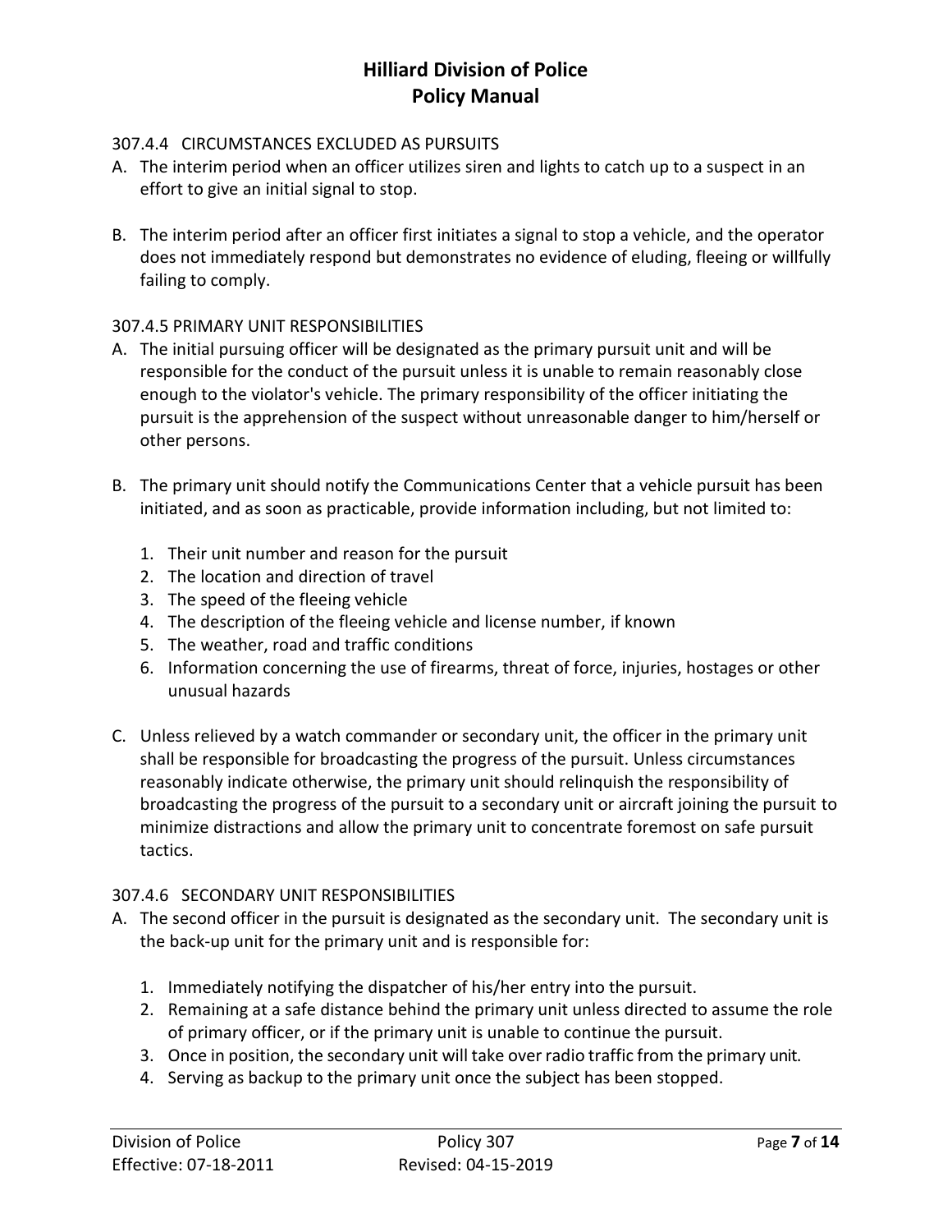### 307.4.4 CIRCUMSTANCES EXCLUDED AS PURSUITS

A. The interim period when an officer utilizes siren and lights to catch up to a suspect in an effort to give an initial signal to stop.

B. The interim period after an officer first initiates a signal to stop a vehicle, and the operator does not immediately respond but demonstrates no evidence of eluding, fleeing or willfully failing to comply.

### 307.4.5 PRIMARY UNIT RESPONSIBILITIES

A. The initial pursuing officer will be designated as the primary pursuit unit and will be responsible for the conduct of the pursuit unless it is unable to remain reasonably close enough to the violator's vehicle. The primary responsibility of the officer initiating the pursuit is the apprehension of the suspect without unreasonable danger to him/herself or other persons.

B. The primary unit should notify the Communications Center that a vehicle pursuit has been initiated, and as soon as practicable, provide information including, but not limited to:

   1. Their unit number and reason for the pursuit
   2. The location and direction of travel
   3. The speed of the fleeing vehicle
   4. The description of the fleeing vehicle and license number, if known
   5. The weather, road and traffic conditions
   6. Information concerning the use of firearms, threat of force, injuries, hostages or other unusual hazards

C. Unless relieved by a watch commander or secondary unit, the officer in the primary unit shall be responsible for broadcasting the progress of the pursuit. Unless circumstances reasonably indicate otherwise, the primary unit should relinquish the responsibility of broadcasting the progress of the pursuit to a secondary unit or aircraft joining the pursuit to minimize distractions and allow the primary unit to concentrate foremost on safe pursuit tactics.

### 307.4.6 SECONDARY UNIT RESPONSIBILITIES

A. The second officer in the pursuit is designated as the secondary unit. The secondary unit is the back-up unit for the primary unit and is responsible for:

   1. Immediately notifying the dispatcher of his/her entry into the pursuit.
   2. Remaining at a safe distance behind the primary unit unless directed to assume the role of primary officer, or if the primary unit is unable to continue the pursuit.
   3. Once in position, the secondary unit will take over radio traffic from the primary unit.
   4. Serving as backup to the primary unit once the subject has been stopped.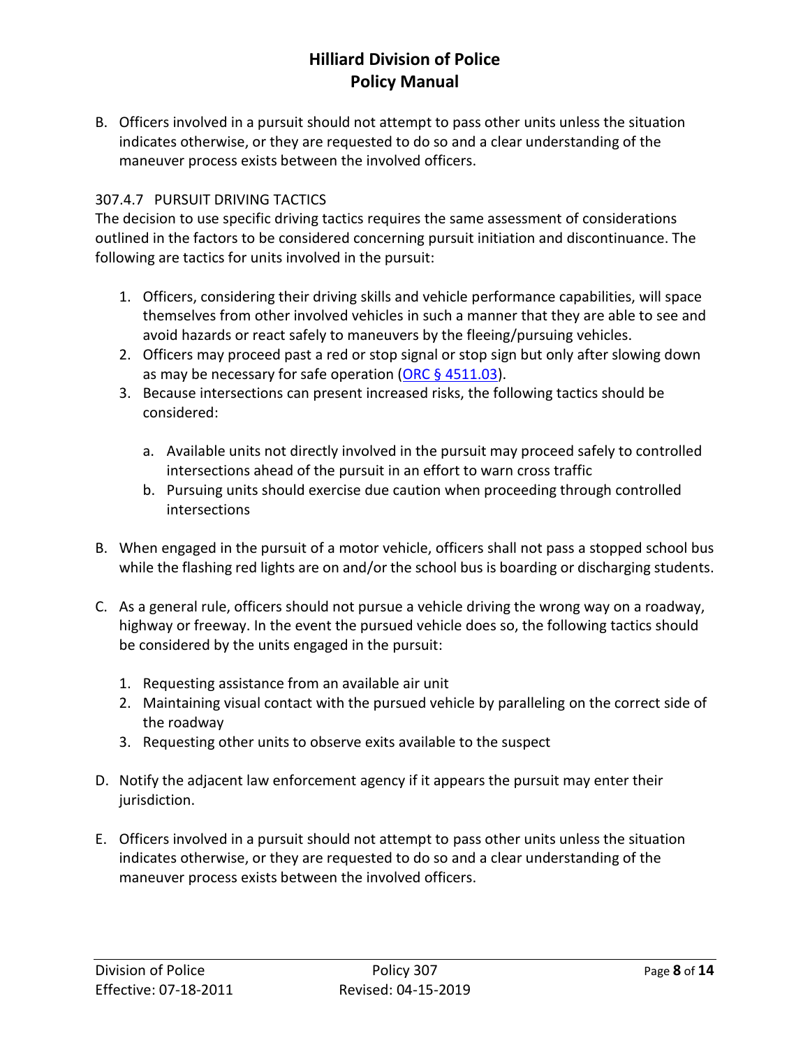B. Officers involved in a pursuit should not attempt to pass other units unless the situation indicates otherwise, or they are requested to do so and a clear understanding of the maneuver process exists between the involved officers.

### 307.4.7 PURSUIT DRIVING TACTICS

The decision to use specific driving tactics requires the same assessment of considerations outlined in the factors to be considered concerning pursuit initiation and discontinuance. The following are tactics for units involved in the pursuit:

1. Officers, considering their driving skills and vehicle performance capabilities, will space themselves from other involved vehicles in such a manner that they are able to see and avoid hazards or react safely to maneuvers by the fleeing/pursuing vehicles.
2. Officers may proceed past a red or stop signal or stop sign but only after slowing down as may be necessary for safe operation (ORC § 4511.03).
3. Because intersections can present increased risks, the following tactics should be considered:

   a. Available units not directly involved in the pursuit may proceed safely to controlled intersections ahead of the pursuit in an effort to warn cross traffic
   b. Pursuing units should exercise due caution when proceeding through controlled intersections

B. When engaged in the pursuit of a motor vehicle, officers shall not pass a stopped school bus while the flashing red lights are on and/or the school bus is boarding or discharging students.

C. As a general rule, officers should not pursue a vehicle driving the wrong way on a roadway, highway or freeway. In the event the pursued vehicle does so, the following tactics should be considered by the units engaged in the pursuit:

   1. Requesting assistance from an available air unit
   2. Maintaining visual contact with the pursued vehicle by paralleling on the correct side of the roadway
   3. Requesting other units to observe exits available to the suspect

D. Notify the adjacent law enforcement agency if it appears the pursuit may enter their jurisdiction.

E. Officers involved in a pursuit should not attempt to pass other units unless the situation indicates otherwise, or they are requested to do so and a clear understanding of the maneuver process exists between the involved officers.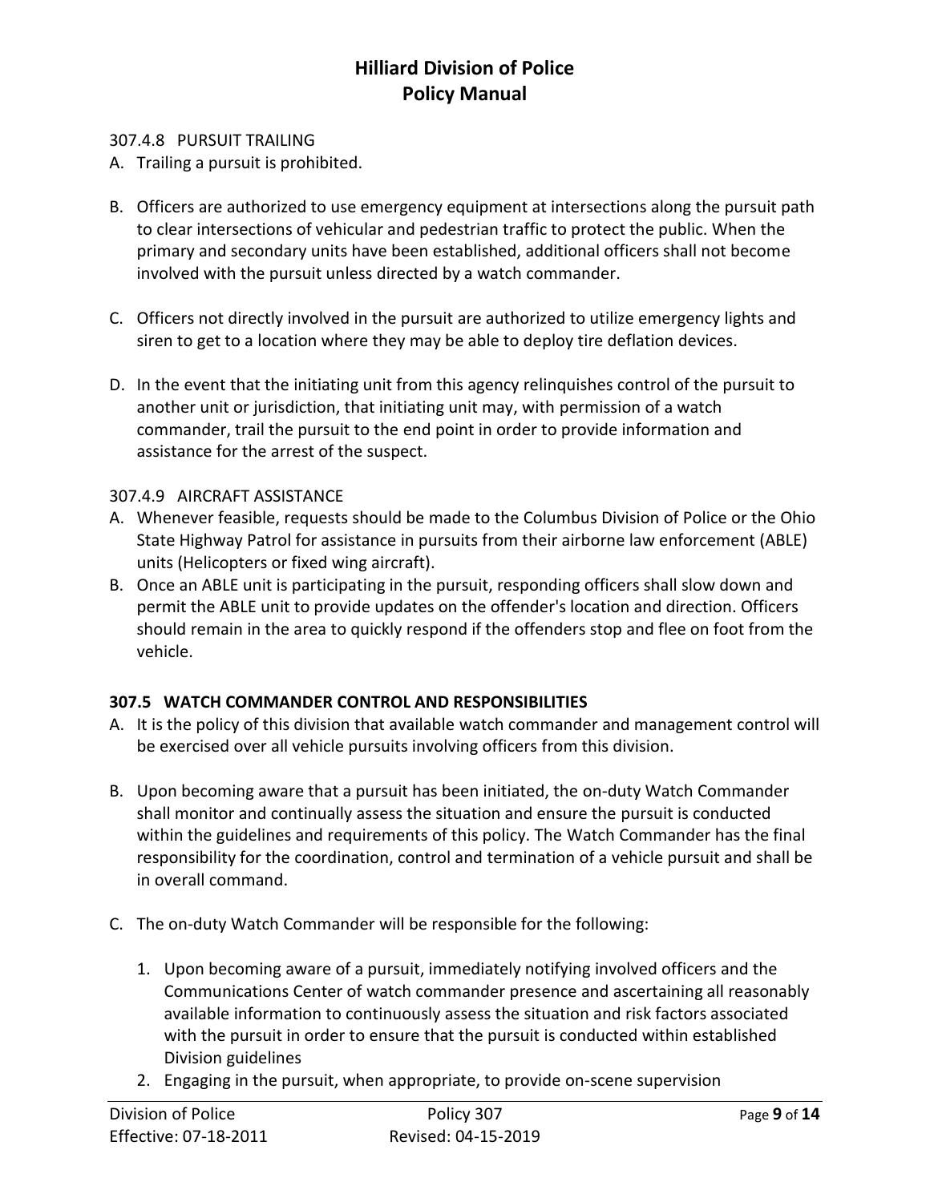307.4.8 PURSUIT TRAILING

A. Trailing a pursuit is prohibited.

B. Officers are authorized to use emergency equipment at intersections along the pursuit path to clear intersections of vehicular and pedestrian traffic to protect the public. When the primary and secondary units have been established, additional officers shall not become involved with the pursuit unless directed by a watch commander.

C. Officers not directly involved in the pursuit are authorized to utilize emergency lights and siren to get to a location where they may be able to deploy tire deflation devices.

D. In the event that the initiating unit from this agency relinquishes control of the pursuit to another unit or jurisdiction, that initiating unit may, with permission of a watch commander, trail the pursuit to the end point in order to provide information and assistance for the arrest of the suspect.

307.4.9 AIRCRAFT ASSISTANCE

A. Whenever feasible, requests should be made to the Columbus Division of Police or the Ohio State Highway Patrol for assistance in pursuits from their airborne law enforcement (ABLE) units (Helicopters or fixed wing aircraft).
B. Once an ABLE unit is participating in the pursuit, responding officers shall slow down and permit the ABLE unit to provide updates on the offender's location and direction. Officers should remain in the area to quickly respond if the offenders stop and flee on foot from the vehicle.

**307.5 WATCH COMMANDER CONTROL AND RESPONSIBILITIES**

A. It is the policy of this division that available watch commander and management control will be exercised over all vehicle pursuits involving officers from this division.

B. Upon becoming aware that a pursuit has been initiated, the on-duty Watch Commander shall monitor and continually assess the situation and ensure the pursuit is conducted within the guidelines and requirements of this policy. The Watch Commander has the final responsibility for the coordination, control and termination of a vehicle pursuit and shall be in overall command.

C. The on-duty Watch Commander will be responsible for the following:

   1. Upon becoming aware of a pursuit, immediately notifying involved officers and the Communications Center of watch commander presence and ascertaining all reasonably available information to continuously assess the situation and risk factors associated with the pursuit in order to ensure that the pursuit is conducted within established Division guidelines
   2. Engaging in the pursuit, when appropriate, to provide on-scene supervision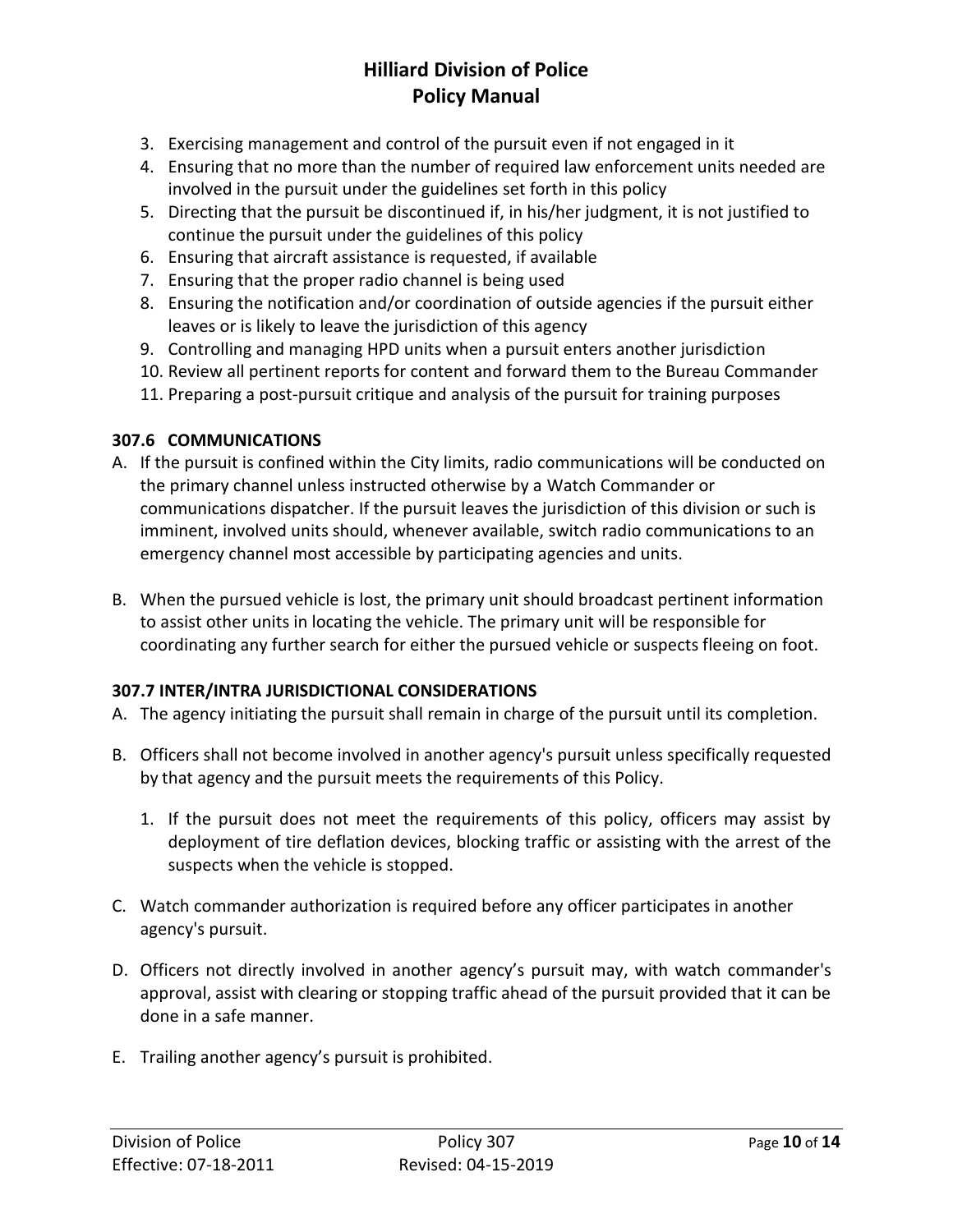3. Exercising management and control of the pursuit even if not engaged in it
4. Ensuring that no more than the number of required law enforcement units needed are involved in the pursuit under the guidelines set forth in this policy
5. Directing that the pursuit be discontinued if, in his/her judgment, it is not justified to continue the pursuit under the guidelines of this policy
6. Ensuring that aircraft assistance is requested, if available
7. Ensuring that the proper radio channel is being used
8. Ensuring the notification and/or coordination of outside agencies if the pursuit either leaves or is likely to leave the jurisdiction of this agency
9. Controlling and managing HPD units when a pursuit enters another jurisdiction
10. Review all pertinent reports for content and forward them to the Bureau Commander
11. Preparing a post-pursuit critique and analysis of the pursuit for training purposes

### 307.6 COMMUNICATIONS

A. If the pursuit is confined within the City limits, radio communications will be conducted on the primary channel unless instructed otherwise by a Watch Commander or communications dispatcher. If the pursuit leaves the jurisdiction of this division or such is imminent, involved units should, whenever available, switch radio communications to an emergency channel most accessible by participating agencies and units.

B. When the pursued vehicle is lost, the primary unit should broadcast pertinent information to assist other units in locating the vehicle. The primary unit will be responsible for coordinating any further search for either the pursued vehicle or suspects fleeing on foot.

### 307.7 INTER/INTRA JURISDICTIONAL CONSIDERATIONS

A. The agency initiating the pursuit shall remain in charge of the pursuit until its completion.

B. Officers shall not become involved in another agency's pursuit unless specifically requested by that agency and the pursuit meets the requirements of this Policy.

   1. If the pursuit does not meet the requirements of this policy, officers may assist by deployment of tire deflation devices, blocking traffic or assisting with the arrest of the suspects when the vehicle is stopped.

C. Watch commander authorization is required before any officer participates in another agency's pursuit.

D. Officers not directly involved in another agency's pursuit may, with watch commander's approval, assist with clearing or stopping traffic ahead of the pursuit provided that it can be done in a safe manner.

E. Trailing another agency's pursuit is prohibited.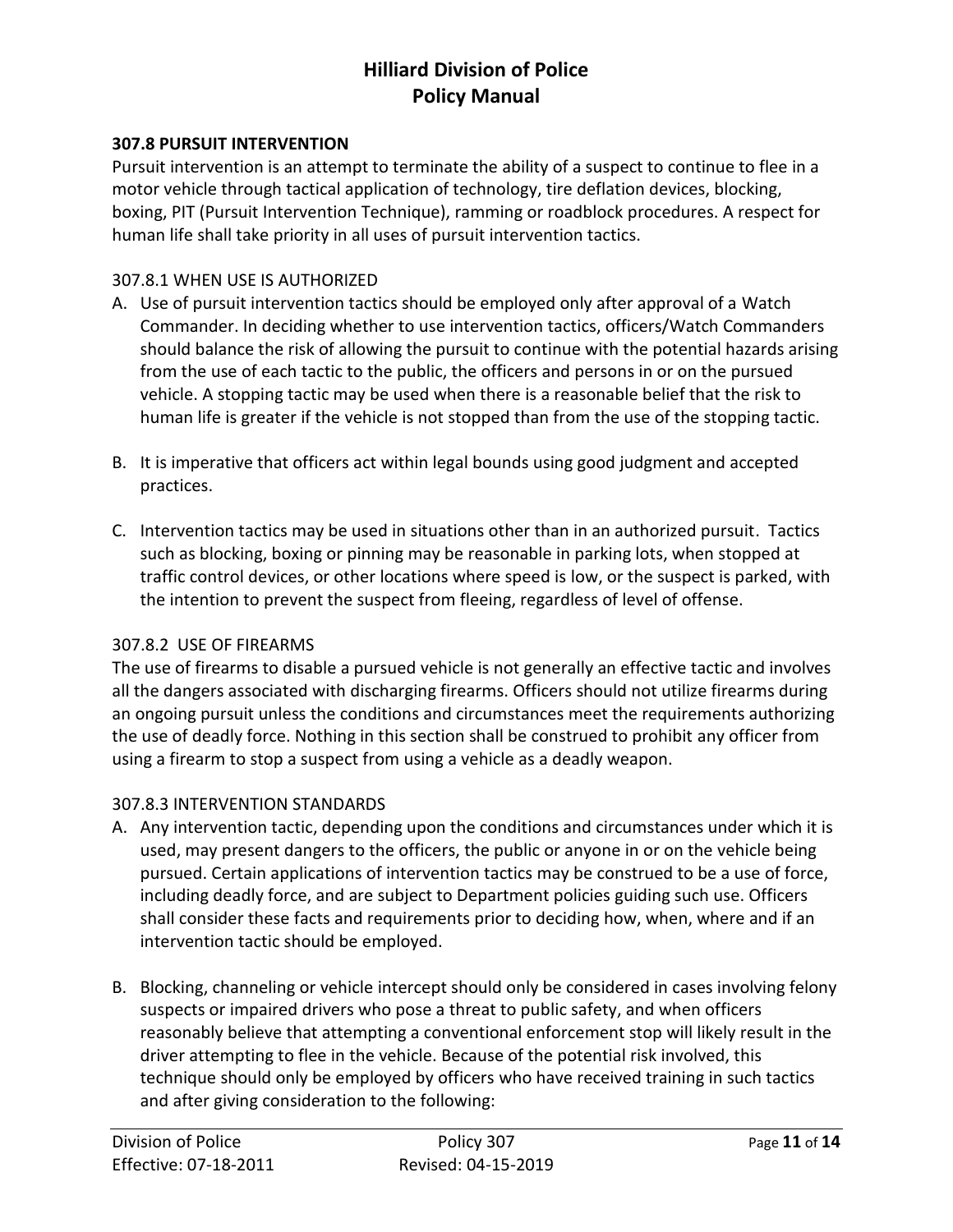### 307.8 PURSUIT INTERVENTION

Pursuit intervention is an attempt to terminate the ability of a suspect to continue to flee in a motor vehicle through tactical application of technology, tire deflation devices, blocking, boxing, PIT (Pursuit Intervention Technique), ramming or roadblock procedures. A respect for human life shall take priority in all uses of pursuit intervention tactics.

#### 307.8.1 WHEN USE IS AUTHORIZED

A. Use of pursuit intervention tactics should be employed only after approval of a Watch Commander. In deciding whether to use intervention tactics, officers/Watch Commanders should balance the risk of allowing the pursuit to continue with the potential hazards arising from the use of each tactic to the public, the officers and persons in or on the pursued vehicle. A stopping tactic may be used when there is a reasonable belief that the risk to human life is greater if the vehicle is not stopped than from the use of the stopping tactic.

B. It is imperative that officers act within legal bounds using good judgment and accepted practices.

C. Intervention tactics may be used in situations other than in an authorized pursuit. Tactics such as blocking, boxing or pinning may be reasonable in parking lots, when stopped at traffic control devices, or other locations where speed is low, or the suspect is parked, with the intention to prevent the suspect from fleeing, regardless of level of offense.

#### 307.8.2 USE OF FIREARMS

The use of firearms to disable a pursued vehicle is not generally an effective tactic and involves all the dangers associated with discharging firearms. Officers should not utilize firearms during an ongoing pursuit unless the conditions and circumstances meet the requirements authorizing the use of deadly force. Nothing in this section shall be construed to prohibit any officer from using a firearm to stop a suspect from using a vehicle as a deadly weapon.

#### 307.8.3 INTERVENTION STANDARDS

A. Any intervention tactic, depending upon the conditions and circumstances under which it is used, may present dangers to the officers, the public or anyone in or on the vehicle being pursued. Certain applications of intervention tactics may be construed to be a use of force, including deadly force, and are subject to Department policies guiding such use. Officers shall consider these facts and requirements prior to deciding how, when, where and if an intervention tactic should be employed.

B. Blocking, channeling or vehicle intercept should only be considered in cases involving felony suspects or impaired drivers who pose a threat to public safety, and when officers reasonably believe that attempting a conventional enforcement stop will likely result in the driver attempting to flee in the vehicle. Because of the potential risk involved, this technique should only be employed by officers who have received training in such tactics and after giving consideration to the following: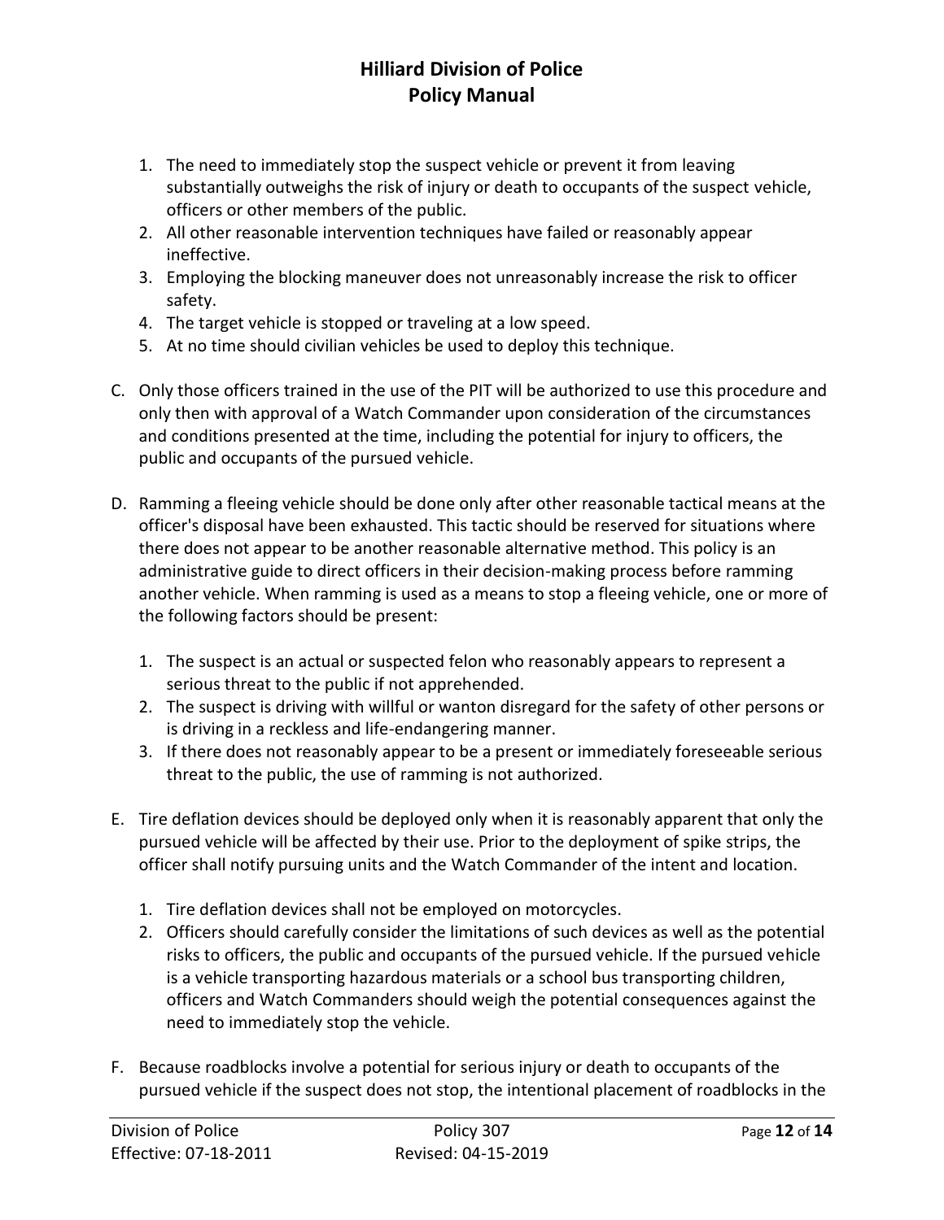1. The need to immediately stop the suspect vehicle or prevent it from leaving substantially outweighs the risk of injury or death to occupants of the suspect vehicle, officers or other members of the public.
2. All other reasonable intervention techniques have failed or reasonably appear ineffective.
3. Employing the blocking maneuver does not unreasonably increase the risk to officer safety.
4. The target vehicle is stopped or traveling at a low speed.
5. At no time should civilian vehicles be used to deploy this technique.

C. Only those officers trained in the use of the PIT will be authorized to use this procedure and only then with approval of a Watch Commander upon consideration of the circumstances and conditions presented at the time, including the potential for injury to officers, the public and occupants of the pursued vehicle.

D. Ramming a fleeing vehicle should be done only after other reasonable tactical means at the officer's disposal have been exhausted. This tactic should be reserved for situations where there does not appear to be another reasonable alternative method. This policy is an administrative guide to direct officers in their decision-making process before ramming another vehicle. When ramming is used as a means to stop a fleeing vehicle, one or more of the following factors should be present:

1. The suspect is an actual or suspected felon who reasonably appears to represent a serious threat to the public if not apprehended.
2. The suspect is driving with willful or wanton disregard for the safety of other persons or is driving in a reckless and life-endangering manner.
3. If there does not reasonably appear to be a present or immediately foreseeable serious threat to the public, the use of ramming is not authorized.

E. Tire deflation devices should be deployed only when it is reasonably apparent that only the pursued vehicle will be affected by their use. Prior to the deployment of spike strips, the officer shall notify pursuing units and the Watch Commander of the intent and location.

1. Tire deflation devices shall not be employed on motorcycles.
2. Officers should carefully consider the limitations of such devices as well as the potential risks to officers, the public and occupants of the pursued vehicle. If the pursued vehicle is a vehicle transporting hazardous materials or a school bus transporting children, officers and Watch Commanders should weigh the potential consequences against the need to immediately stop the vehicle.

F. Because roadblocks involve a potential for serious injury or death to occupants of the pursued vehicle if the suspect does not stop, the intentional placement of roadblocks in the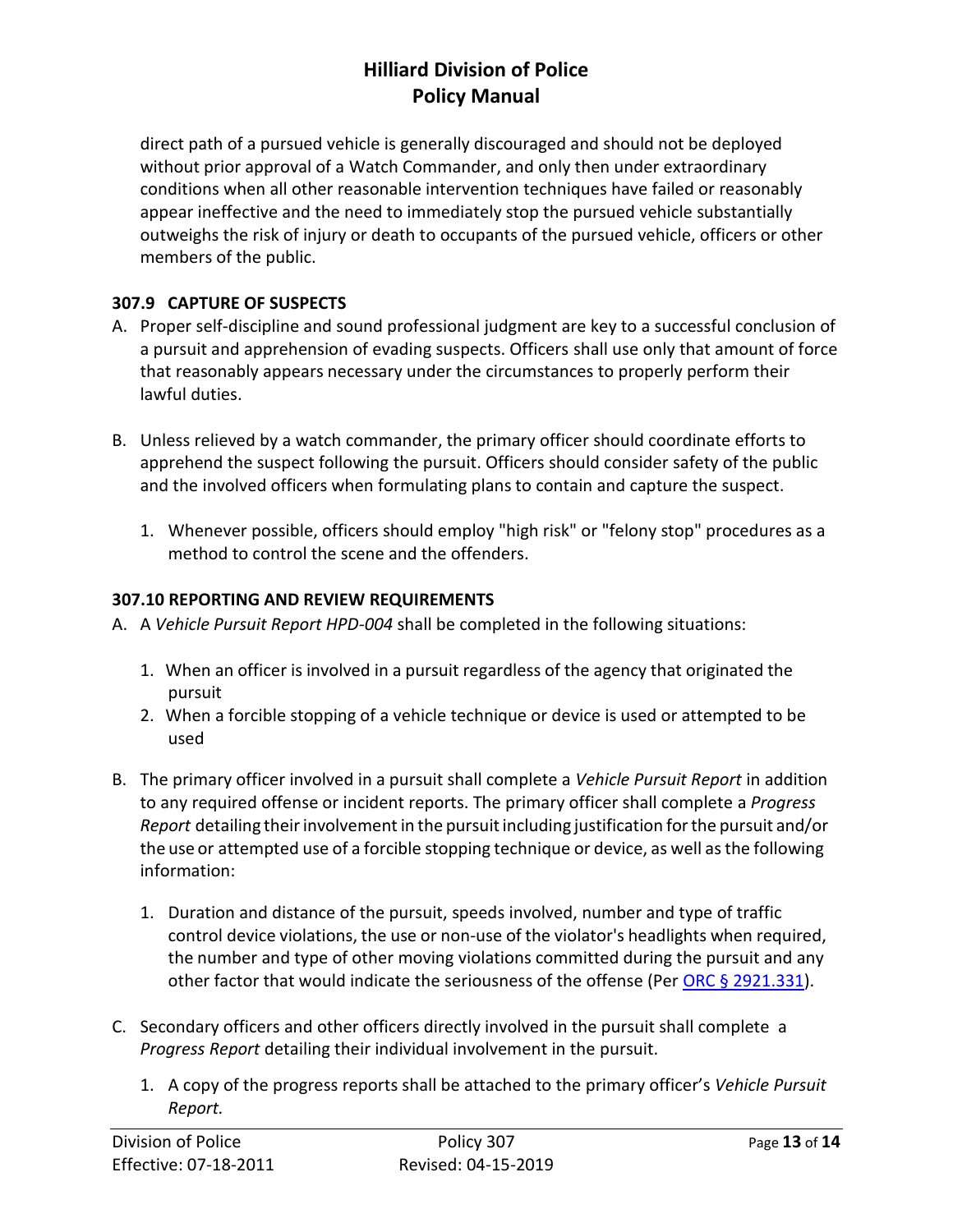direct path of a pursued vehicle is generally discouraged and should not be deployed without prior approval of a Watch Commander, and only then under extraordinary conditions when all other reasonable intervention techniques have failed or reasonably appear ineffective and the need to immediately stop the pursued vehicle substantially outweighs the risk of injury or death to occupants of the pursued vehicle, officers or other members of the public.

### 307.9 CAPTURE OF SUSPECTS

A. Proper self-discipline and sound professional judgment are key to a successful conclusion of a pursuit and apprehension of evading suspects. Officers shall use only that amount of force that reasonably appears necessary under the circumstances to properly perform their lawful duties.

B. Unless relieved by a watch commander, the primary officer should coordinate efforts to apprehend the suspect following the pursuit. Officers should consider safety of the public and the involved officers when formulating plans to contain and capture the suspect.

   1. Whenever possible, officers should employ "high risk" or "felony stop" procedures as a method to control the scene and the offenders.

### 307.10 REPORTING AND REVIEW REQUIREMENTS

A. A *Vehicle Pursuit Report HPD-004* shall be completed in the following situations:

   1. When an officer is involved in a pursuit regardless of the agency that originated the pursuit
   2. When a forcible stopping of a vehicle technique or device is used or attempted to be used

B. The primary officer involved in a pursuit shall complete a *Vehicle Pursuit Report* in addition to any required offense or incident reports. The primary officer shall complete a *Progress Report* detailing their involvement in the pursuit including justification for the pursuit and/or the use or attempted use of a forcible stopping technique or device, as well as the following information:

   1. Duration and distance of the pursuit, speeds involved, number and type of traffic control device violations, the use or non-use of the violator's headlights when required, the number and type of other moving violations committed during the pursuit and any other factor that would indicate the seriousness of the offense (Per ORC § 2921.331).

C. Secondary officers and other officers directly involved in the pursuit shall complete a *Progress Report* detailing their individual involvement in the pursuit.

   1. A copy of the progress reports shall be attached to the primary officer's *Vehicle Pursuit Report.*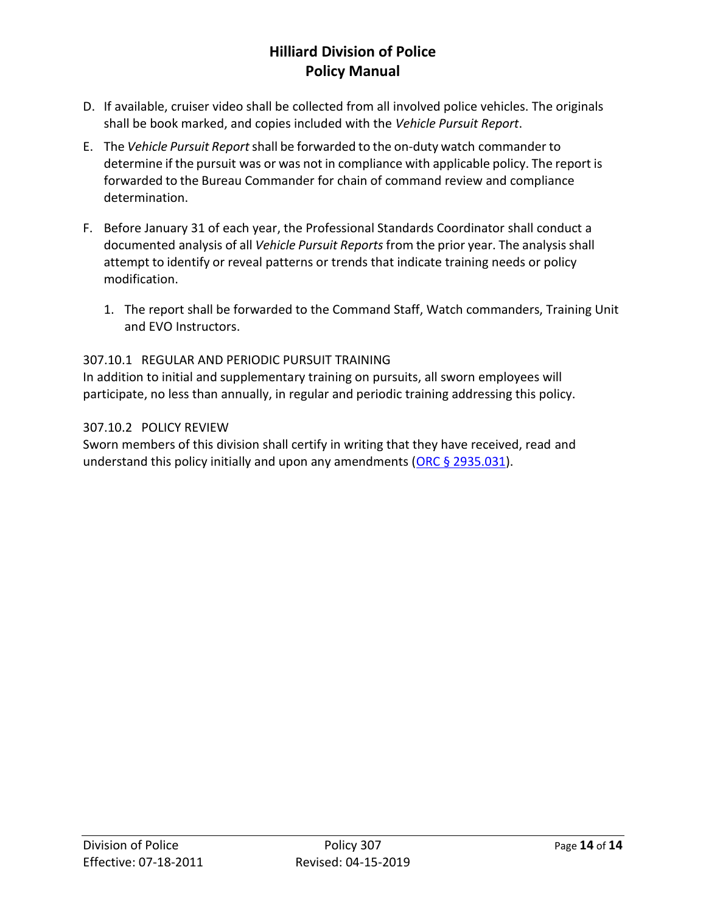D. If available, cruiser video shall be collected from all involved police vehicles. The originals shall be book marked, and copies included with the *Vehicle Pursuit Report*.

E. The *Vehicle Pursuit Report* shall be forwarded to the on-duty watch commander to determine if the pursuit was or was not in compliance with applicable policy. The report is forwarded to the Bureau Commander for chain of command review and compliance determination.

F. Before January 31 of each year, the Professional Standards Coordinator shall conduct a documented analysis of all *Vehicle Pursuit Reports* from the prior year. The analysis shall attempt to identify or reveal patterns or trends that indicate training needs or policy modification.

   1. The report shall be forwarded to the Command Staff, Watch commanders, Training Unit and EVO Instructors.

### 307.10.1 REGULAR AND PERIODIC PURSUIT TRAINING

In addition to initial and supplementary training on pursuits, all sworn employees will participate, no less than annually, in regular and periodic training addressing this policy.

### 307.10.2 POLICY REVIEW

Sworn members of this division shall certify in writing that they have received, read and understand this policy initially and upon any amendments (ORC § 2935.031).